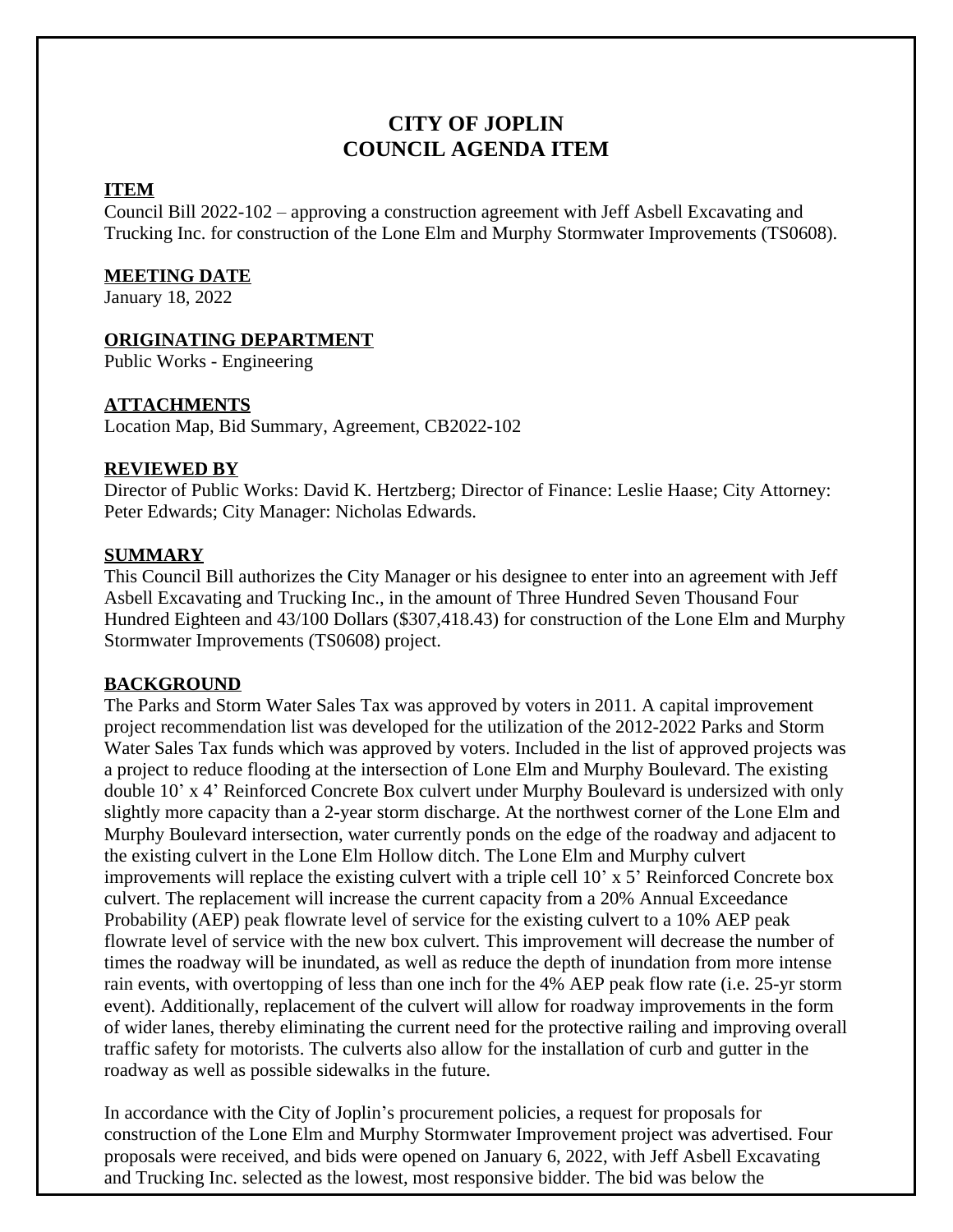# CITY OF JOPLIN
# COUNCIL AGENDA ITEM

## ITEM

Council Bill 2022-102 – approving a construction agreement with Jeff Asbell Excavating and Trucking Inc. for construction of the Lone Elm and Murphy Stormwater Improvements (TS0608).

## MEETING DATE

January 18, 2022

## ORIGINATING DEPARTMENT

Public Works - Engineering

## ATTACHMENTS

Location Map, Bid Summary, Agreement, CB2022-102

## REVIEWED BY

Director of Public Works: David K. Hertzberg; Director of Finance: Leslie Haase; City Attorney: Peter Edwards; City Manager: Nicholas Edwards.

## SUMMARY

This Council Bill authorizes the City Manager or his designee to enter into an agreement with Jeff Asbell Excavating and Trucking Inc., in the amount of Three Hundred Seven Thousand Four Hundred Eighteen and 43/100 Dollars ($307,418.43) for construction of the Lone Elm and Murphy Stormwater Improvements (TS0608) project.

## BACKGROUND

The Parks and Storm Water Sales Tax was approved by voters in 2011. A capital improvement project recommendation list was developed for the utilization of the 2012-2022 Parks and Storm Water Sales Tax funds which was approved by voters. Included in the list of approved projects was a project to reduce flooding at the intersection of Lone Elm and Murphy Boulevard. The existing double 10' x 4' Reinforced Concrete Box culvert under Murphy Boulevard is undersized with only slightly more capacity than a 2-year storm discharge. At the northwest corner of the Lone Elm and Murphy Boulevard intersection, water currently ponds on the edge of the roadway and adjacent to the existing culvert in the Lone Elm Hollow ditch. The Lone Elm and Murphy culvert improvements will replace the existing culvert with a triple cell 10' x 5' Reinforced Concrete box culvert. The replacement will increase the current capacity from a 20% Annual Exceedance Probability (AEP) peak flowrate level of service for the existing culvert to a 10% AEP peak flowrate level of service with the new box culvert. This improvement will decrease the number of times the roadway will be inundated, as well as reduce the depth of inundation from more intense rain events, with overtopping of less than one inch for the 4% AEP peak flow rate (i.e. 25-yr storm event). Additionally, replacement of the culvert will allow for roadway improvements in the form of wider lanes, thereby eliminating the current need for the protective railing and improving overall traffic safety for motorists. The culverts also allow for the installation of curb and gutter in the roadway as well as possible sidewalks in the future.

In accordance with the City of Joplin's procurement policies, a request for proposals for construction of the Lone Elm and Murphy Stormwater Improvement project was advertised. Four proposals were received, and bids were opened on January 6, 2022, with Jeff Asbell Excavating and Trucking Inc. selected as the lowest, most responsive bidder. The bid was below the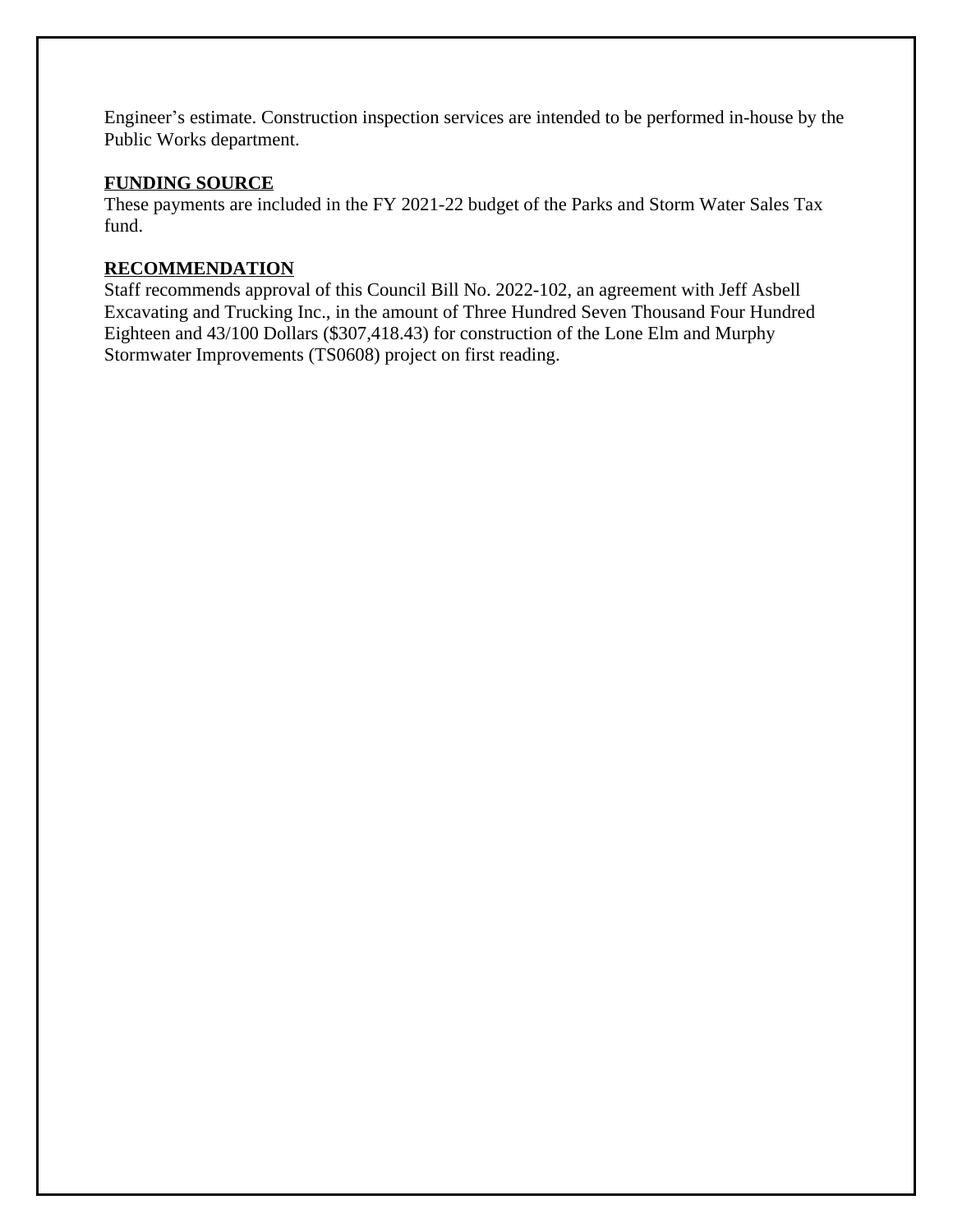Engineer's estimate. Construction inspection services are intended to be performed in-house by the Public Works department.

**FUNDING SOURCE**

These payments are included in the FY 2021-22 budget of the Parks and Storm Water Sales Tax fund.

**RECOMMENDATION**

Staff recommends approval of this Council Bill No. 2022-102, an agreement with Jeff Asbell Excavating and Trucking Inc., in the amount of Three Hundred Seven Thousand Four Hundred Eighteen and 43/100 Dollars ($307,418.43) for construction of the Lone Elm and Murphy Stormwater Improvements (TS0608) project on first reading.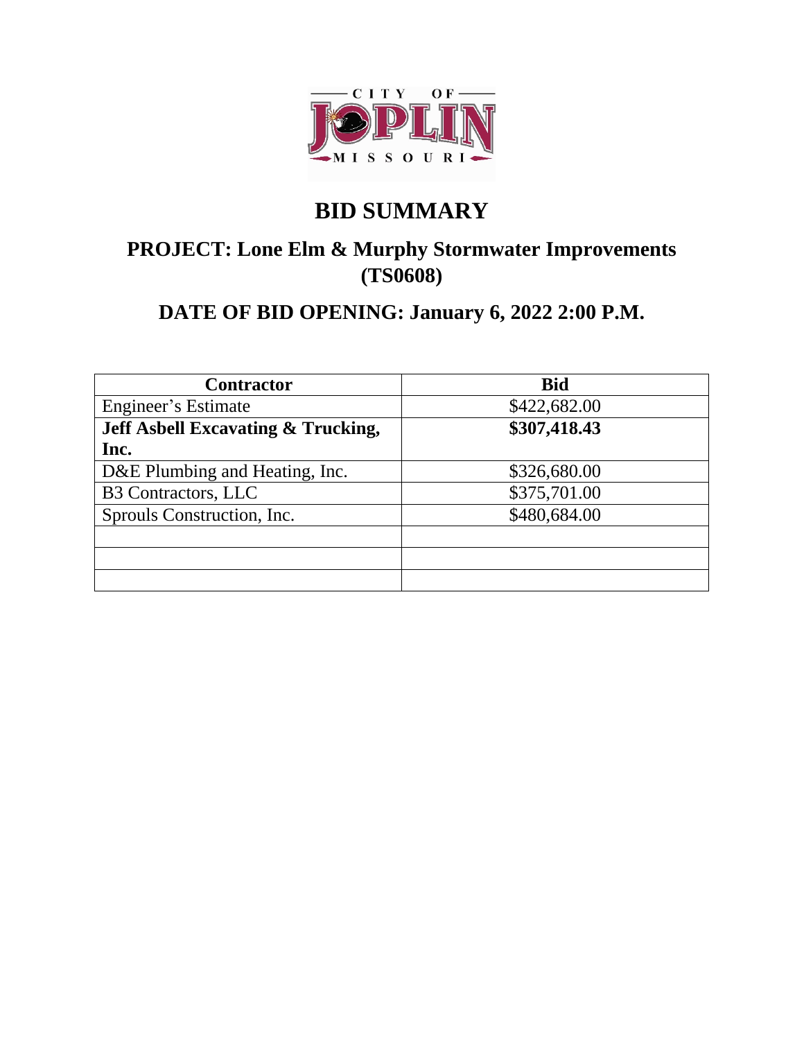CITY OF JOPLIN MISSOURI

# BID SUMMARY

## PROJECT: Lone Elm & Murphy Stormwater Improvements (TS0608)

## DATE OF BID OPENING: January 6, 2022 2:00 P.M.

| Contractor | Bid |
|---|---|
| Engineer's Estimate | $422,682.00 |
| **Jeff Asbell Excavating & Trucking, Inc.** | **$307,418.43** |
| D&E Plumbing and Heating, Inc. | $326,680.00 |
| B3 Contractors, LLC | $375,701.00 |
| Sprouls Construction, Inc. | $480,684.00 |
| | |
| | |
| | |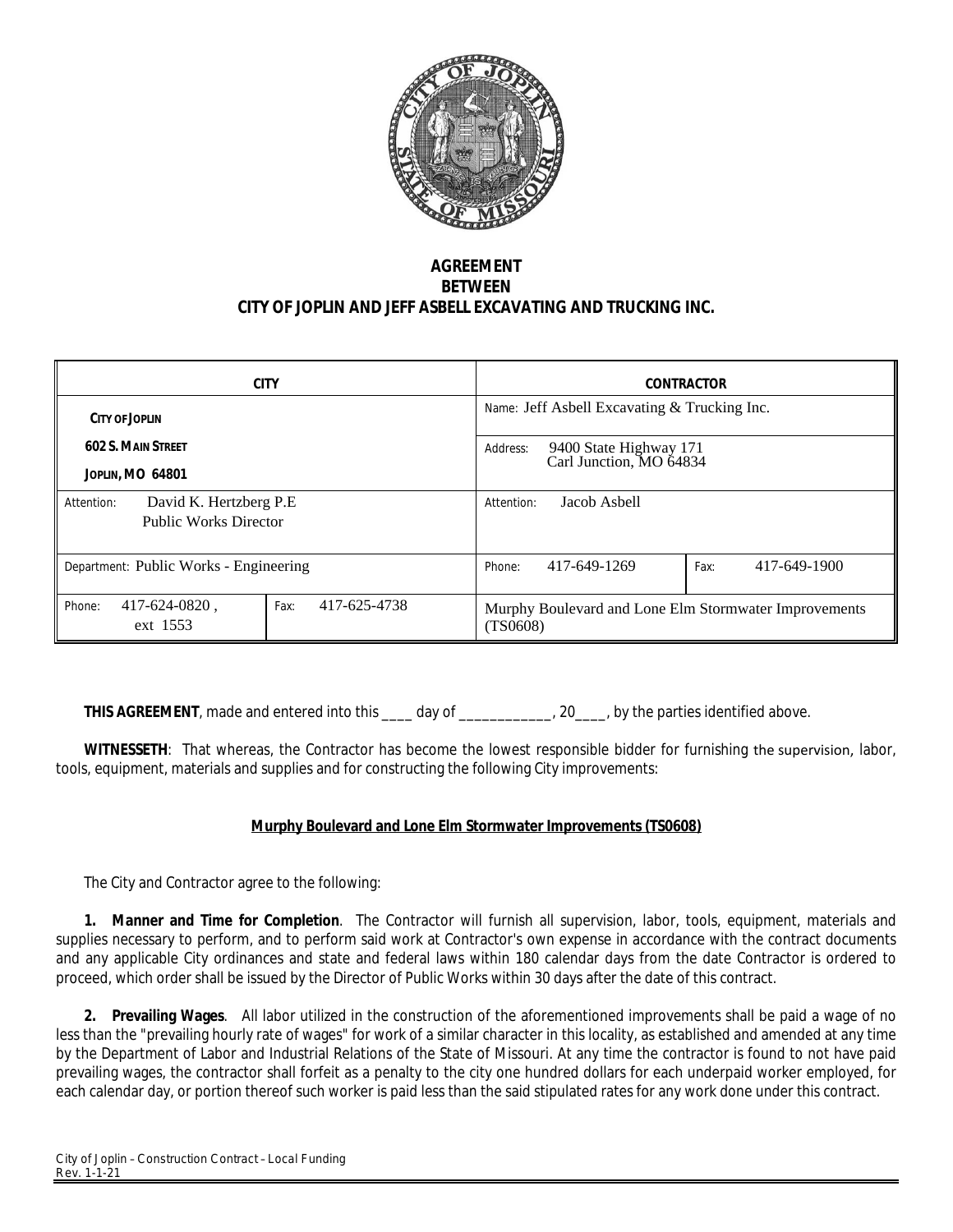**AGREEMENT**
**BETWEEN**
**CITY OF JOPLIN AND JEFF ASBELL EXCAVATING AND TRUCKING INC.**

| CITY | | CONTRACTOR | |
|---|---|---|---|
| CITY OF JOPLIN | | Name: Jeff Asbell Excavating & Trucking Inc. | |
| 602 S. MAIN STREET<br>JOPLIN, MO 64801 | | Address: 9400 State Highway 171<br>Carl Junction, MO 64834 | |
| Attention: David K. Hertzberg P.E<br>Public Works Director | | Attention: Jacob Asbell | |
| Department: Public Works - Engineering | | Phone: 417-649-1269 | Fax: 417-649-1900 |
| Phone: 417-624-0820 , ext 1553 | Fax: 417-625-4738 | Murphy Boulevard and Lone Elm Stormwater Improvements (TS0608) | |

**THIS AGREEMENT**, made and entered into this ____ day of ____________, 20____, by the parties identified above.

**WITNESSETH**: That whereas, the Contractor has become the lowest responsible bidder for furnishing the supervision, labor, tools, equipment, materials and supplies and for constructing the following City improvements:

**Murphy Boulevard and Lone Elm Stormwater Improvements (TS0608)**

The City and Contractor agree to the following:

**1. Manner and Time for Completion**. The Contractor will furnish all supervision, labor, tools, equipment, materials and supplies necessary to perform, and to perform said work at Contractor's own expense in accordance with the contract documents and any applicable City ordinances and state and federal laws within 180 calendar days from the date Contractor is ordered to proceed, which order shall be issued by the Director of Public Works within 30 days after the date of this contract.

**2. Prevailing Wages**. All labor utilized in the construction of the aforementioned improvements shall be paid a wage of no less than the "prevailing hourly rate of wages" for work of a similar character in this locality, as established and amended at any time by the Department of Labor and Industrial Relations of the State of Missouri. At any time the contractor is found to not have paid prevailing wages, the contractor shall forfeit as a penalty to the city one hundred dollars for each underpaid worker employed, for each calendar day, or portion thereof such worker is paid less than the said stipulated rates for any work done under this contract.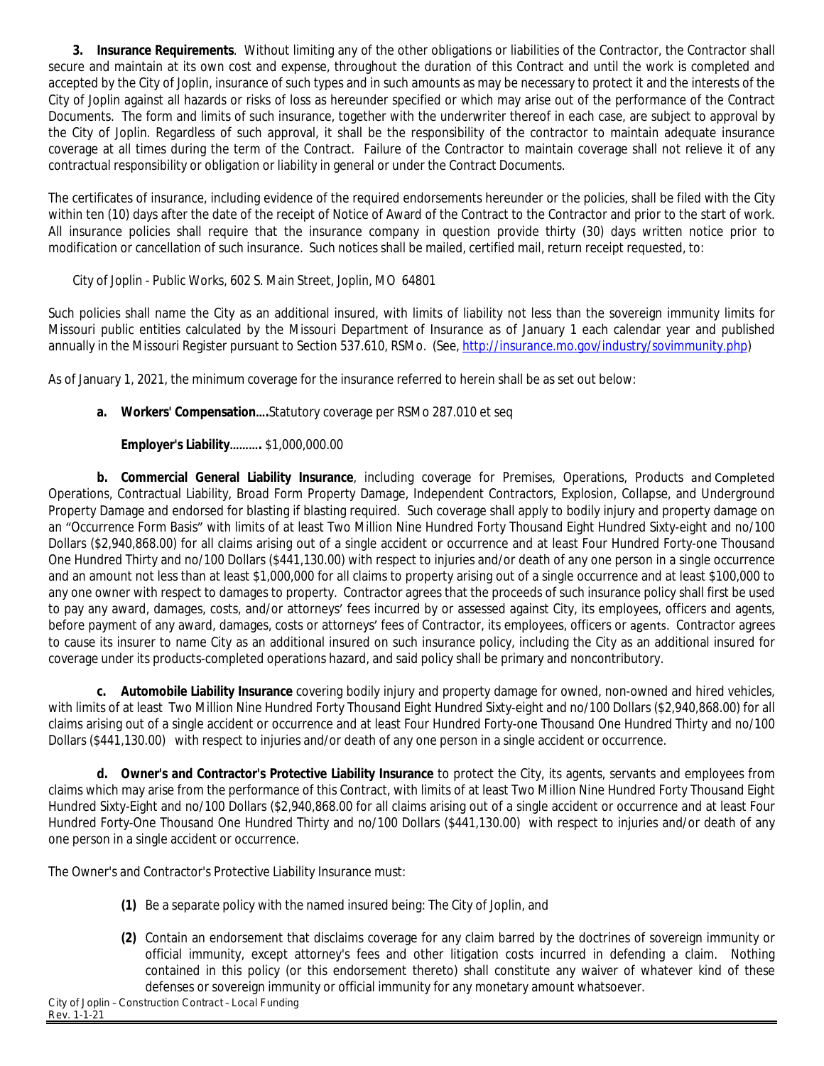**3. Insurance Requirements**. Without limiting any of the other obligations or liabilities of the Contractor, the Contractor shall secure and maintain at its own cost and expense, throughout the duration of this Contract and until the work is completed and accepted by the City of Joplin, insurance of such types and in such amounts as may be necessary to protect it and the interests of the City of Joplin against all hazards or risks of loss as hereunder specified or which may arise out of the performance of the Contract Documents. The form and limits of such insurance, together with the underwriter thereof in each case, are subject to approval by the City of Joplin. Regardless of such approval, it shall be the responsibility of the contractor to maintain adequate insurance coverage at all times during the term of the Contract. Failure of the Contractor to maintain coverage shall not relieve it of any contractual responsibility or obligation or liability in general or under the Contract Documents.

The certificates of insurance, including evidence of the required endorsements hereunder or the policies, shall be filed with the City within ten (10) days after the date of the receipt of Notice of Award of the Contract to the Contractor and prior to the start of work. All insurance policies shall require that the insurance company in question provide thirty (30) days written notice prior to modification or cancellation of such insurance. Such notices shall be mailed, certified mail, return receipt requested, to:

City of Joplin - Public Works, 602 S. Main Street, Joplin, MO 64801

Such policies shall name the City as an additional insured, with limits of liability not less than the sovereign immunity limits for Missouri public entities calculated by the Missouri Department of Insurance as of January 1 each calendar year and published annually in the Missouri Register pursuant to Section 537.610, RSMo. (See, http://insurance.mo.gov/industry/sovimmunity.php)

As of January 1, 2021, the minimum coverage for the insurance referred to herein shall be as set out below:

**a. Workers' Compensation....**Statutory coverage per RSMo 287.010 et seq

**Employer's Liability..........** $1,000,000.00

**b. Commercial General Liability Insurance**, including coverage for Premises, Operations, Products and Completed Operations, Contractual Liability, Broad Form Property Damage, Independent Contractors, Explosion, Collapse, and Underground Property Damage and endorsed for blasting if blasting required. Such coverage shall apply to bodily injury and property damage on an "Occurrence Form Basis" with limits of at least Two Million Nine Hundred Forty Thousand Eight Hundred Sixty-eight and no/100 Dollars ($2,940,868.00) for all claims arising out of a single accident or occurrence and at least Four Hundred Forty-one Thousand One Hundred Thirty and no/100 Dollars ($441,130.00) with respect to injuries and/or death of any one person in a single occurrence and an amount not less than at least $1,000,000 for all claims to property arising out of a single occurrence and at least $100,000 to any one owner with respect to damages to property. Contractor agrees that the proceeds of such insurance policy shall first be used to pay any award, damages, costs, and/or attorneys' fees incurred by or assessed against City, its employees, officers and agents, before payment of any award, damages, costs or attorneys' fees of Contractor, its employees, officers or agents. Contractor agrees to cause its insurer to name City as an additional insured on such insurance policy, including the City as an additional insured for coverage under its products-completed operations hazard, and said policy shall be primary and noncontributory.

**c. Automobile Liability Insurance** covering bodily injury and property damage for owned, non-owned and hired vehicles, with limits of at least Two Million Nine Hundred Forty Thousand Eight Hundred Sixty-eight and no/100 Dollars ($2,940,868.00) for all claims arising out of a single accident or occurrence and at least Four Hundred Forty-one Thousand One Hundred Thirty and no/100 Dollars ($441,130.00) with respect to injuries and/or death of any one person in a single accident or occurrence.

**d. Owner's and Contractor's Protective Liability Insurance** to protect the City, its agents, servants and employees from claims which may arise from the performance of this Contract, with limits of at least Two Million Nine Hundred Forty Thousand Eight Hundred Sixty-Eight and no/100 Dollars ($2,940,868.00 for all claims arising out of a single accident or occurrence and at least Four Hundred Forty-One Thousand One Hundred Thirty and no/100 Dollars ($441,130.00) with respect to injuries and/or death of any one person in a single accident or occurrence.

The Owner's and Contractor's Protective Liability Insurance must:

**(1)** Be a separate policy with the named insured being: The City of Joplin, and

**(2)** Contain an endorsement that disclaims coverage for any claim barred by the doctrines of sovereign immunity or official immunity, except attorney's fees and other litigation costs incurred in defending a claim. Nothing contained in this policy (or this endorsement thereto) shall constitute any waiver of whatever kind of these defenses or sovereign immunity or official immunity for any monetary amount whatsoever.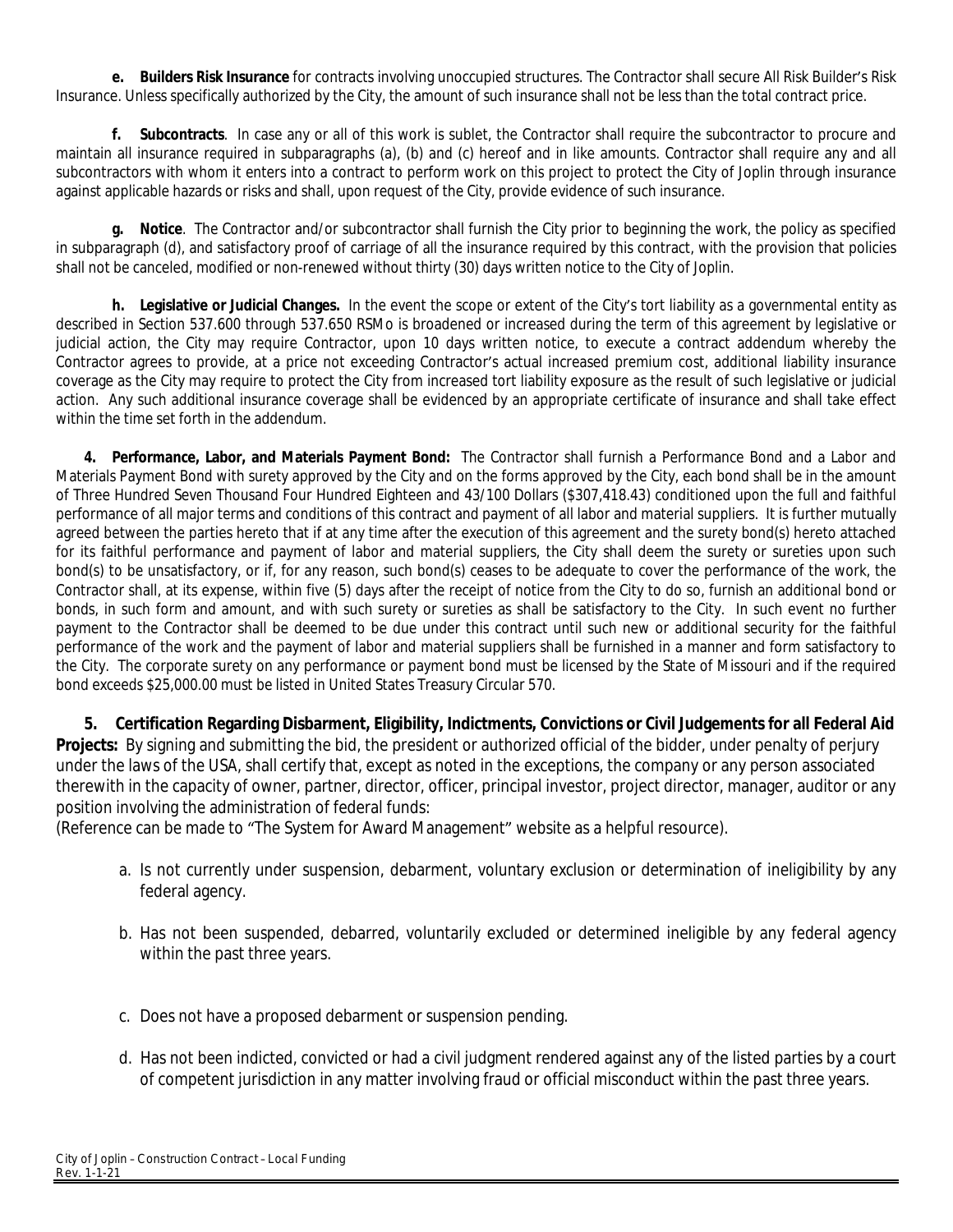**e. Builders Risk Insurance** for contracts involving unoccupied structures. The Contractor shall secure All Risk Builder's Risk Insurance. Unless specifically authorized by the City, the amount of such insurance shall not be less than the total contract price.

**f. Subcontracts**. In case any or all of this work is sublet, the Contractor shall require the subcontractor to procure and maintain all insurance required in subparagraphs (a), (b) and (c) hereof and in like amounts. Contractor shall require any and all subcontractors with whom it enters into a contract to perform work on this project to protect the City of Joplin through insurance against applicable hazards or risks and shall, upon request of the City, provide evidence of such insurance.

**g. Notice**. The Contractor and/or subcontractor shall furnish the City prior to beginning the work, the policy as specified in subparagraph (d), and satisfactory proof of carriage of all the insurance required by this contract, with the provision that policies shall not be canceled, modified or non-renewed without thirty (30) days written notice to the City of Joplin.

**h. Legislative or Judicial Changes.** In the event the scope or extent of the City's tort liability as a governmental entity as described in Section 537.600 through 537.650 RSMo is broadened or increased during the term of this agreement by legislative or judicial action, the City may require Contractor, upon 10 days written notice, to execute a contract addendum whereby the Contractor agrees to provide, at a price not exceeding Contractor's actual increased premium cost, additional liability insurance coverage as the City may require to protect the City from increased tort liability exposure as the result of such legislative or judicial action. Any such additional insurance coverage shall be evidenced by an appropriate certificate of insurance and shall take effect within the time set forth in the addendum.

**4. Performance, Labor, and Materials Payment Bond:** The Contractor shall furnish a Performance Bond and a Labor and Materials Payment Bond with surety approved by the City and on the forms approved by the City, each bond shall be in the amount of Three Hundred Seven Thousand Four Hundred Eighteen and 43/100 Dollars ($307,418.43) conditioned upon the full and faithful performance of all major terms and conditions of this contract and payment of all labor and material suppliers. It is further mutually agreed between the parties hereto that if at any time after the execution of this agreement and the surety bond(s) hereto attached for its faithful performance and payment of labor and material suppliers, the City shall deem the surety or sureties upon such bond(s) to be unsatisfactory, or if, for any reason, such bond(s) ceases to be adequate to cover the performance of the work, the Contractor shall, at its expense, within five (5) days after the receipt of notice from the City to do so, furnish an additional bond or bonds, in such form and amount, and with such surety or sureties as shall be satisfactory to the City. In such event no further payment to the Contractor shall be deemed to be due under this contract until such new or additional security for the faithful performance of the work and the payment of labor and material suppliers shall be furnished in a manner and form satisfactory to the City. The corporate surety on any performance or payment bond must be licensed by the State of Missouri and if the required bond exceeds $25,000.00 must be listed in United States Treasury Circular 570.

**5. Certification Regarding Disbarment, Eligibility, Indictments, Convictions or Civil Judgements for all Federal Aid Projects:** By signing and submitting the bid, the president or authorized official of the bidder, under penalty of perjury under the laws of the USA, shall certify that, except as noted in the exceptions, the company or any person associated therewith in the capacity of owner, partner, director, officer, principal investor, project director, manager, auditor or any position involving the administration of federal funds:
(Reference can be made to "The System for Award Management" website as a helpful resource).

a. Is not currently under suspension, debarment, voluntary exclusion or determination of ineligibility by any federal agency.

b. Has not been suspended, debarred, voluntarily excluded or determined ineligible by any federal agency within the past three years.

c. Does not have a proposed debarment or suspension pending.

d. Has not been indicted, convicted or had a civil judgment rendered against any of the listed parties by a court of competent jurisdiction in any matter involving fraud or official misconduct within the past three years.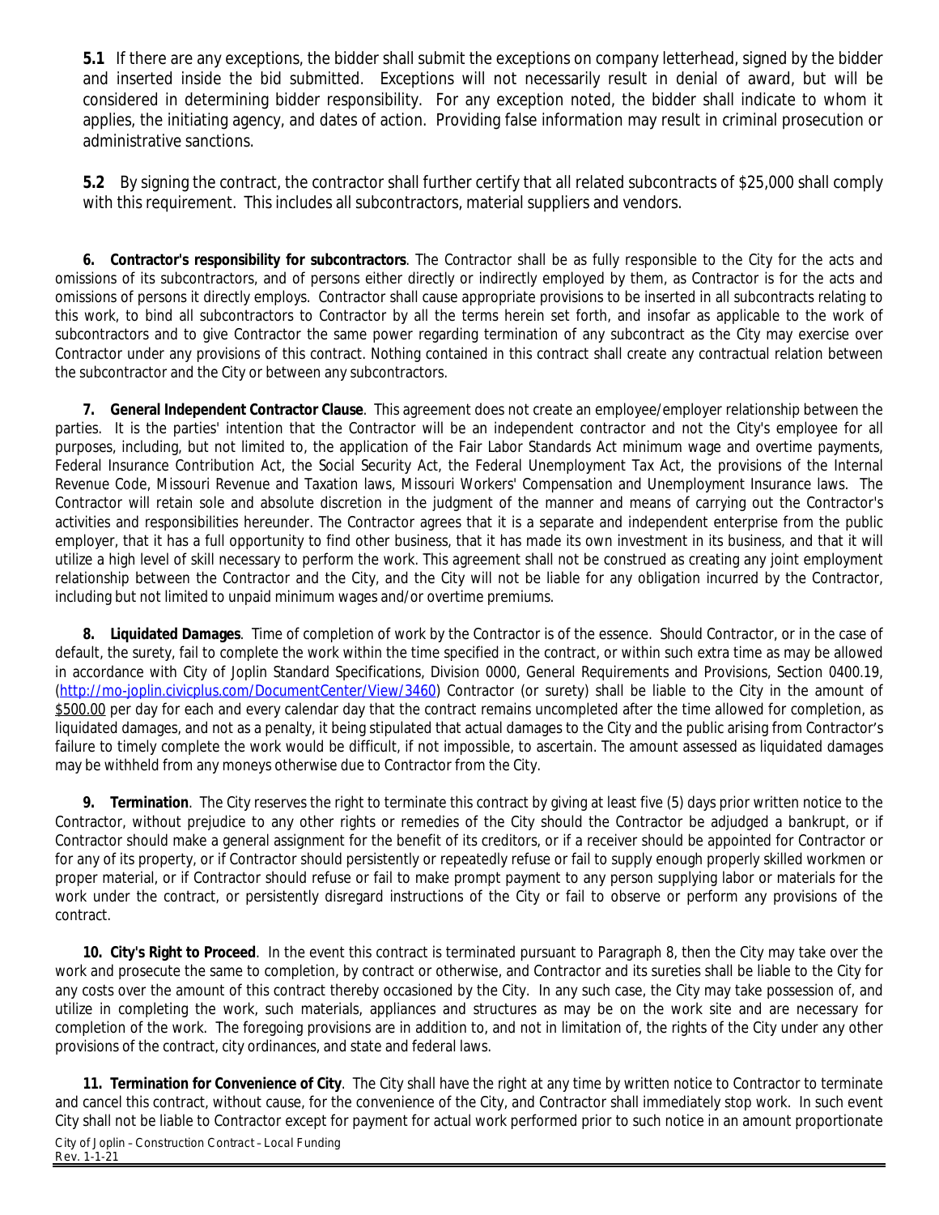**5.1** If there are any exceptions, the bidder shall submit the exceptions on company letterhead, signed by the bidder and inserted inside the bid submitted. Exceptions will not necessarily result in denial of award, but will be considered in determining bidder responsibility. For any exception noted, the bidder shall indicate to whom it applies, the initiating agency, and dates of action. Providing false information may result in criminal prosecution or administrative sanctions.

**5.2** By signing the contract, the contractor shall further certify that all related subcontracts of $25,000 shall comply with this requirement. This includes all subcontractors, material suppliers and vendors.

**6. Contractor's responsibility for subcontractors**. The Contractor shall be as fully responsible to the City for the acts and omissions of its subcontractors, and of persons either directly or indirectly employed by them, as Contractor is for the acts and omissions of persons it directly employs. Contractor shall cause appropriate provisions to be inserted in all subcontracts relating to this work, to bind all subcontractors to Contractor by all the terms herein set forth, and insofar as applicable to the work of subcontractors and to give Contractor the same power regarding termination of any subcontract as the City may exercise over Contractor under any provisions of this contract. Nothing contained in this contract shall create any contractual relation between the subcontractor and the City or between any subcontractors.

**7. General Independent Contractor Clause**. This agreement does not create an employee/employer relationship between the parties. It is the parties' intention that the Contractor will be an independent contractor and not the City's employee for all purposes, including, but not limited to, the application of the Fair Labor Standards Act minimum wage and overtime payments, Federal Insurance Contribution Act, the Social Security Act, the Federal Unemployment Tax Act, the provisions of the Internal Revenue Code, Missouri Revenue and Taxation laws, Missouri Workers' Compensation and Unemployment Insurance laws. The Contractor will retain sole and absolute discretion in the judgment of the manner and means of carrying out the Contractor's activities and responsibilities hereunder. The Contractor agrees that it is a separate and independent enterprise from the public employer, that it has a full opportunity to find other business, that it has made its own investment in its business, and that it will utilize a high level of skill necessary to perform the work. This agreement shall not be construed as creating any joint employment relationship between the Contractor and the City, and the City will not be liable for any obligation incurred by the Contractor, including but not limited to unpaid minimum wages and/or overtime premiums.

**8. Liquidated Damages**. Time of completion of work by the Contractor is of the essence. Should Contractor, or in the case of default, the surety, fail to complete the work within the time specified in the contract, or within such extra time as may be allowed in accordance with City of Joplin Standard Specifications, Division 0000, General Requirements and Provisions, Section 0400.19, (http://mo-joplin.civicplus.com/DocumentCenter/View/3460) Contractor (or surety) shall be liable to the City in the amount of $500.00 per day for each and every calendar day that the contract remains uncompleted after the time allowed for completion, as liquidated damages, and not as a penalty, it being stipulated that actual damages to the City and the public arising from Contractor's failure to timely complete the work would be difficult, if not impossible, to ascertain. The amount assessed as liquidated damages may be withheld from any moneys otherwise due to Contractor from the City.

**9. Termination**. The City reserves the right to terminate this contract by giving at least five (5) days prior written notice to the Contractor, without prejudice to any other rights or remedies of the City should the Contractor be adjudged a bankrupt, or if Contractor should make a general assignment for the benefit of its creditors, or if a receiver should be appointed for Contractor or for any of its property, or if Contractor should persistently or repeatedly refuse or fail to supply enough properly skilled workmen or proper material, or if Contractor should refuse or fail to make prompt payment to any person supplying labor or materials for the work under the contract, or persistently disregard instructions of the City or fail to observe or perform any provisions of the contract.

**10. City's Right to Proceed**. In the event this contract is terminated pursuant to Paragraph 8, then the City may take over the work and prosecute the same to completion, by contract or otherwise, and Contractor and its sureties shall be liable to the City for any costs over the amount of this contract thereby occasioned by the City. In any such case, the City may take possession of, and utilize in completing the work, such materials, appliances and structures as may be on the work site and are necessary for completion of the work. The foregoing provisions are in addition to, and not in limitation of, the rights of the City under any other provisions of the contract, city ordinances, and state and federal laws.

**11. Termination for Convenience of City**. The City shall have the right at any time by written notice to Contractor to terminate and cancel this contract, without cause, for the convenience of the City, and Contractor shall immediately stop work. In such event City shall not be liable to Contractor except for payment for actual work performed prior to such notice in an amount proportionate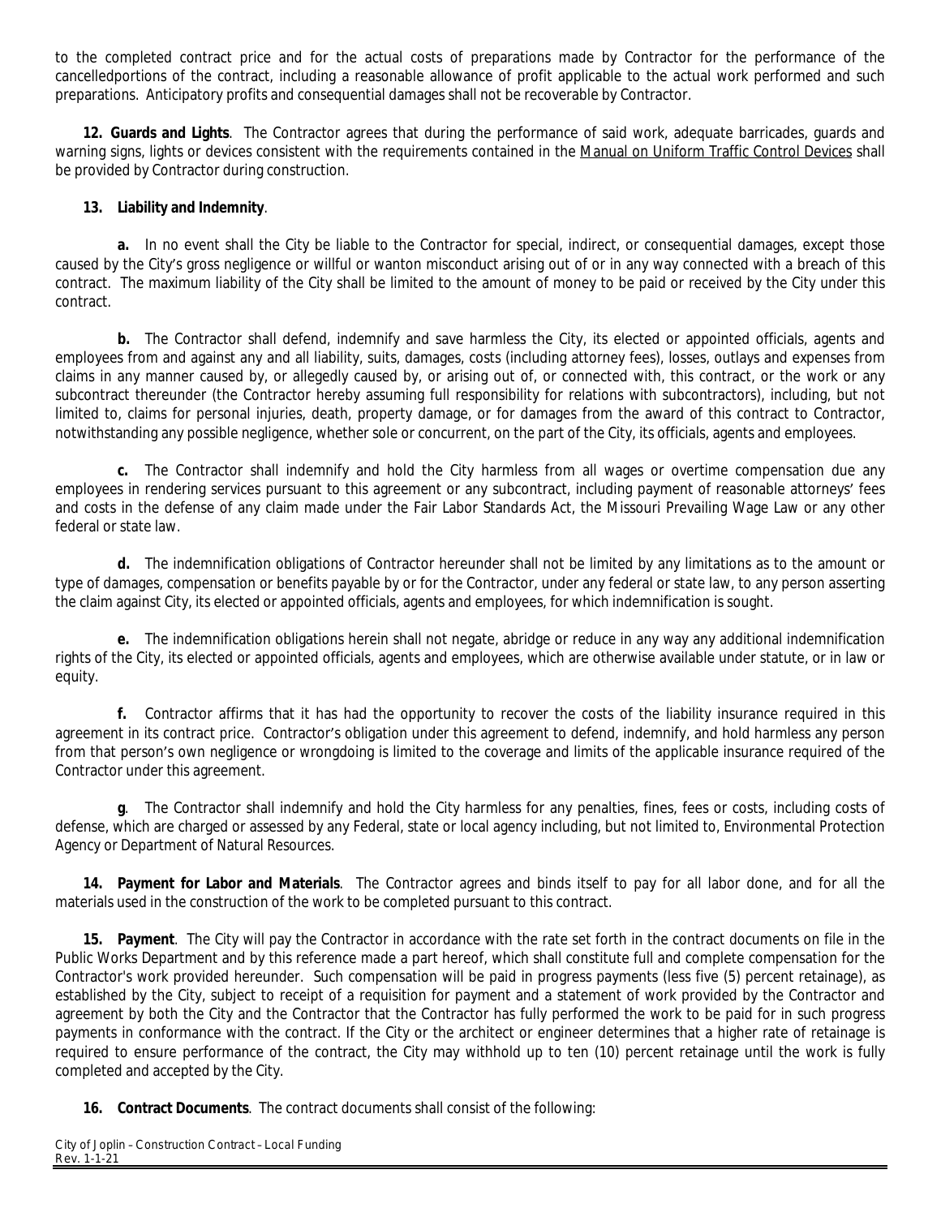to the completed contract price and for the actual costs of preparations made by Contractor for the performance of the cancelledportions of the contract, including a reasonable allowance of profit applicable to the actual work performed and such preparations. Anticipatory profits and consequential damages shall not be recoverable by Contractor.

**12. Guards and Lights**. The Contractor agrees that during the performance of said work, adequate barricades, guards and warning signs, lights or devices consistent with the requirements contained in the Manual on Uniform Traffic Control Devices shall be provided by Contractor during construction.

**13. Liability and Indemnity**.

**a.** In no event shall the City be liable to the Contractor for special, indirect, or consequential damages, except those caused by the City's gross negligence or willful or wanton misconduct arising out of or in any way connected with a breach of this contract. The maximum liability of the City shall be limited to the amount of money to be paid or received by the City under this contract.

**b.** The Contractor shall defend, indemnify and save harmless the City, its elected or appointed officials, agents and employees from and against any and all liability, suits, damages, costs (including attorney fees), losses, outlays and expenses from claims in any manner caused by, or allegedly caused by, or arising out of, or connected with, this contract, or the work or any subcontract thereunder (the Contractor hereby assuming full responsibility for relations with subcontractors), including, but not limited to, claims for personal injuries, death, property damage, or for damages from the award of this contract to Contractor, notwithstanding any possible negligence, whether sole or concurrent, on the part of the City, its officials, agents and employees.

**c.** The Contractor shall indemnify and hold the City harmless from all wages or overtime compensation due any employees in rendering services pursuant to this agreement or any subcontract, including payment of reasonable attorneys' fees and costs in the defense of any claim made under the Fair Labor Standards Act, the Missouri Prevailing Wage Law or any other federal or state law.

**d.** The indemnification obligations of Contractor hereunder shall not be limited by any limitations as to the amount or type of damages, compensation or benefits payable by or for the Contractor, under any federal or state law, to any person asserting the claim against City, its elected or appointed officials, agents and employees, for which indemnification is sought.

**e.** The indemnification obligations herein shall not negate, abridge or reduce in any way any additional indemnification rights of the City, its elected or appointed officials, agents and employees, which are otherwise available under statute, or in law or equity.

**f.** Contractor affirms that it has had the opportunity to recover the costs of the liability insurance required in this agreement in its contract price. Contractor's obligation under this agreement to defend, indemnify, and hold harmless any person from that person's own negligence or wrongdoing is limited to the coverage and limits of the applicable insurance required of the Contractor under this agreement.

**g**. The Contractor shall indemnify and hold the City harmless for any penalties, fines, fees or costs, including costs of defense, which are charged or assessed by any Federal, state or local agency including, but not limited to, Environmental Protection Agency or Department of Natural Resources.

**14. Payment for Labor and Materials**. The Contractor agrees and binds itself to pay for all labor done, and for all the materials used in the construction of the work to be completed pursuant to this contract.

**15. Payment**. The City will pay the Contractor in accordance with the rate set forth in the contract documents on file in the Public Works Department and by this reference made a part hereof, which shall constitute full and complete compensation for the Contractor's work provided hereunder. Such compensation will be paid in progress payments (less five (5) percent retainage), as established by the City, subject to receipt of a requisition for payment and a statement of work provided by the Contractor and agreement by both the City and the Contractor that the Contractor has fully performed the work to be paid for in such progress payments in conformance with the contract. If the City or the architect or engineer determines that a higher rate of retainage is required to ensure performance of the contract, the City may withhold up to ten (10) percent retainage until the work is fully completed and accepted by the City.

**16. Contract Documents**. The contract documents shall consist of the following: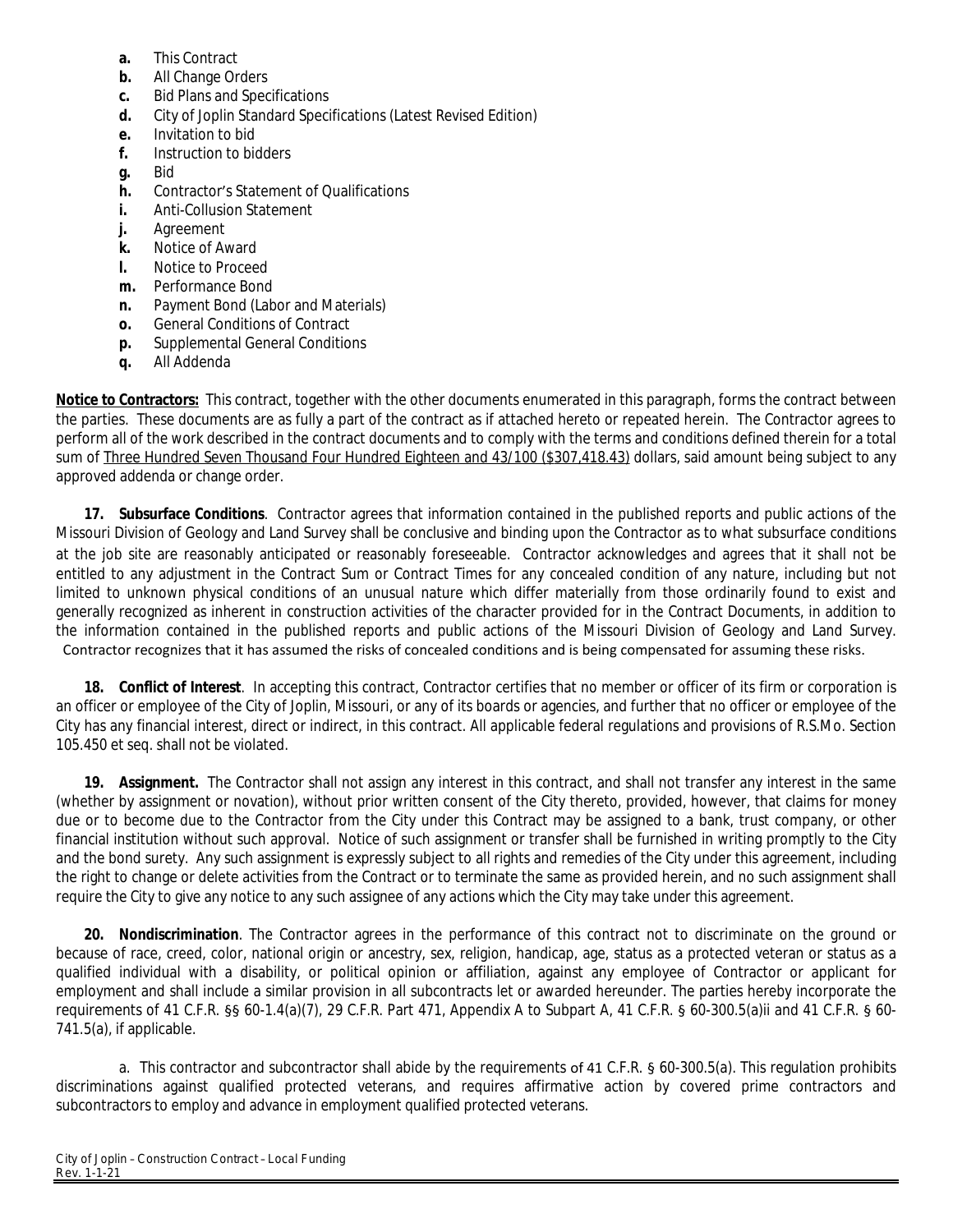- **a.** This Contract
- **b.** All Change Orders
- **c.** Bid Plans and Specifications
- **d.** City of Joplin Standard Specifications (Latest Revised Edition)
- **e.** Invitation to bid
- **f.** Instruction to bidders
- **g.** Bid
- **h.** Contractor's Statement of Qualifications
- **i.** Anti-Collusion Statement
- **j.** Agreement
- **k.** Notice of Award
- **l.** Notice to Proceed
- **m.** Performance Bond
- **n.** Payment Bond (Labor and Materials)
- **o.** General Conditions of Contract
- **p.** Supplemental General Conditions
- **q.** All Addenda

**Notice to Contractors:** This contract, together with the other documents enumerated in this paragraph, forms the contract between the parties. These documents are as fully a part of the contract as if attached hereto or repeated herein. The Contractor agrees to perform all of the work described in the contract documents and to comply with the terms and conditions defined therein for a total sum of Three Hundred Seven Thousand Four Hundred Eighteen and 43/100 ($307,418.43) dollars, said amount being subject to any approved addenda or change order.

**17. Subsurface Conditions**. Contractor agrees that information contained in the published reports and public actions of the Missouri Division of Geology and Land Survey shall be conclusive and binding upon the Contractor as to what subsurface conditions at the job site are reasonably anticipated or reasonably foreseeable. Contractor acknowledges and agrees that it shall not be entitled to any adjustment in the Contract Sum or Contract Times for any concealed condition of any nature, including but not limited to unknown physical conditions of an unusual nature which differ materially from those ordinarily found to exist and generally recognized as inherent in construction activities of the character provided for in the Contract Documents, in addition to the information contained in the published reports and public actions of the Missouri Division of Geology and Land Survey. Contractor recognizes that it has assumed the risks of concealed conditions and is being compensated for assuming these risks.

**18. Conflict of Interest**. In accepting this contract, Contractor certifies that no member or officer of its firm or corporation is an officer or employee of the City of Joplin, Missouri, or any of its boards or agencies, and further that no officer or employee of the City has any financial interest, direct or indirect, in this contract. All applicable federal regulations and provisions of R.S.Mo. Section 105.450 et seq. shall not be violated.

**19. Assignment.** The Contractor shall not assign any interest in this contract, and shall not transfer any interest in the same (whether by assignment or novation), without prior written consent of the City thereto, provided, however, that claims for money due or to become due to the Contractor from the City under this Contract may be assigned to a bank, trust company, or other financial institution without such approval. Notice of such assignment or transfer shall be furnished in writing promptly to the City and the bond surety. Any such assignment is expressly subject to all rights and remedies of the City under this agreement, including the right to change or delete activities from the Contract or to terminate the same as provided herein, and no such assignment shall require the City to give any notice to any such assignee of any actions which the City may take under this agreement.

**20. Nondiscrimination**. The Contractor agrees in the performance of this contract not to discriminate on the ground or because of race, creed, color, national origin or ancestry, sex, religion, handicap, age, status as a protected veteran or status as a qualified individual with a disability, or political opinion or affiliation, against any employee of Contractor or applicant for employment and shall include a similar provision in all subcontracts let or awarded hereunder. The parties hereby incorporate the requirements of 41 C.F.R. §§ 60-1.4(a)(7), 29 C.F.R. Part 471, Appendix A to Subpart A, 41 C.F.R. § 60-300.5(a)ii and 41 C.F.R. § 60-741.5(a), if applicable.

a. This contractor and subcontractor shall abide by the requirements of 41 C.F.R. § 60-300.5(a). This regulation prohibits discriminations against qualified protected veterans, and requires affirmative action by covered prime contractors and subcontractors to employ and advance in employment qualified protected veterans.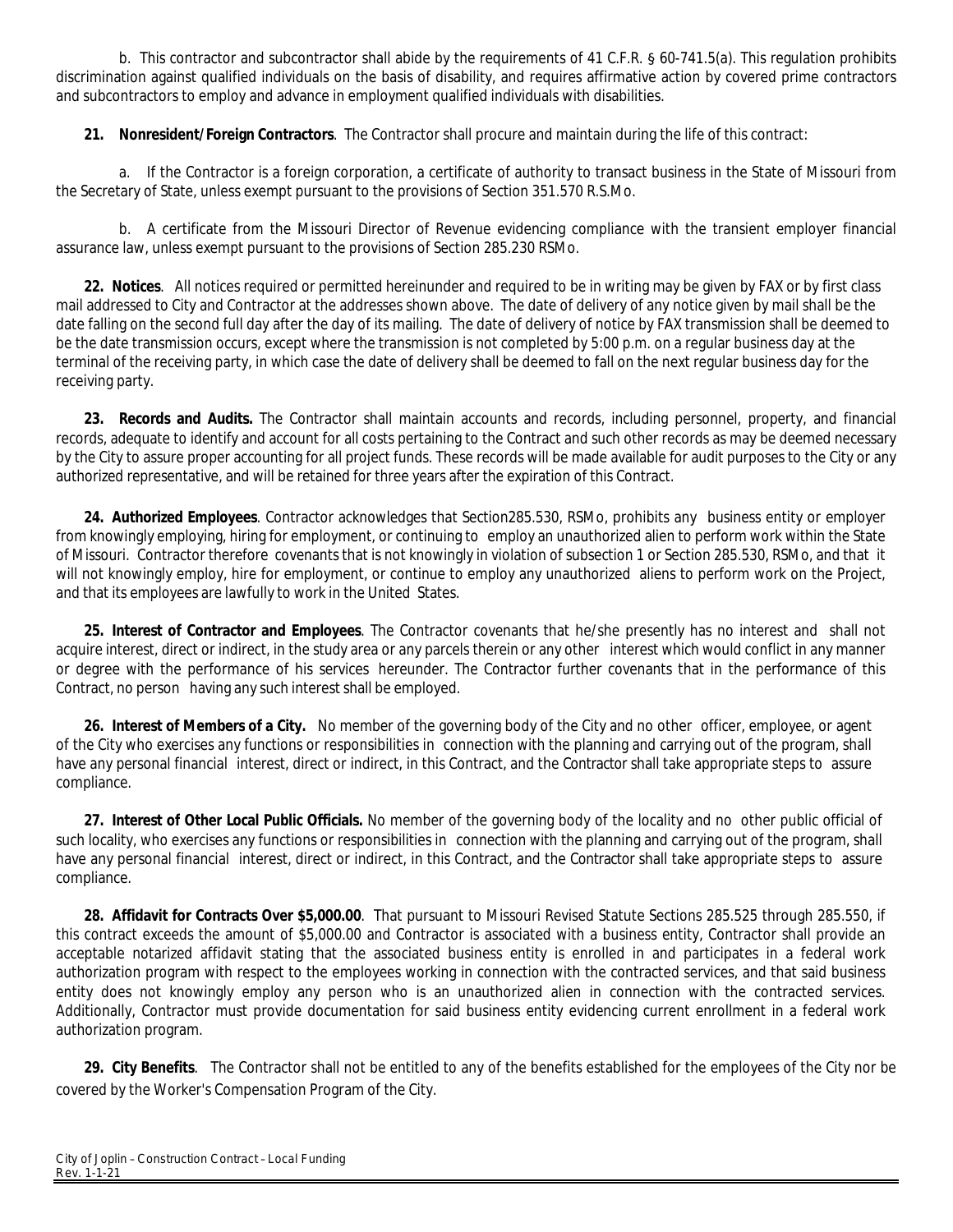b. This contractor and subcontractor shall abide by the requirements of 41 C.F.R. § 60-741.5(a). This regulation prohibits discrimination against qualified individuals on the basis of disability, and requires affirmative action by covered prime contractors and subcontractors to employ and advance in employment qualified individuals with disabilities.

**21. Nonresident/Foreign Contractors**. The Contractor shall procure and maintain during the life of this contract:

a. If the Contractor is a foreign corporation, a certificate of authority to transact business in the State of Missouri from the Secretary of State, unless exempt pursuant to the provisions of Section 351.570 R.S.Mo.

b. A certificate from the Missouri Director of Revenue evidencing compliance with the transient employer financial assurance law, unless exempt pursuant to the provisions of Section 285.230 RSMo.

**22. Notices**. All notices required or permitted hereinunder and required to be in writing may be given by FAX or by first class mail addressed to City and Contractor at the addresses shown above. The date of delivery of any notice given by mail shall be the date falling on the second full day after the day of its mailing. The date of delivery of notice by FAX transmission shall be deemed to be the date transmission occurs, except where the transmission is not completed by 5:00 p.m. on a regular business day at the terminal of the receiving party, in which case the date of delivery shall be deemed to fall on the next regular business day for the receiving party.

**23. Records and Audits.** The Contractor shall maintain accounts and records, including personnel, property, and financial records, adequate to identify and account for all costs pertaining to the Contract and such other records as may be deemed necessary by the City to assure proper accounting for all project funds. These records will be made available for audit purposes to the City or any authorized representative, and will be retained for three years after the expiration of this Contract.

**24. Authorized Employees**. Contractor acknowledges that Section285.530, RSMo, prohibits any business entity or employer from knowingly employing, hiring for employment, or continuing to employ an unauthorized alien to perform work within the State of Missouri. Contractor therefore covenants that is not knowingly in violation of subsection 1 or Section 285.530, RSMo, and that it will not knowingly employ, hire for employment, or continue to employ any unauthorized aliens to perform work on the Project, and that its employees are lawfully to work in the United States.

**25. Interest of Contractor and Employees**. The Contractor covenants that he/she presently has no interest and shall not acquire interest, direct or indirect, in the study area or any parcels therein or any other interest which would conflict in any manner or degree with the performance of his services hereunder. The Contractor further covenants that in the performance of this Contract, no person having any such interest shall be employed.

**26. Interest of Members of a City.** No member of the governing body of the City and no other officer, employee, or agent of the City who exercises any functions or responsibilities in connection with the planning and carrying out of the program, shall have any personal financial interest, direct or indirect, in this Contract, and the Contractor shall take appropriate steps to assure compliance.

**27. Interest of Other Local Public Officials.** No member of the governing body of the locality and no other public official of such locality, who exercises any functions or responsibilities in connection with the planning and carrying out of the program, shall have any personal financial interest, direct or indirect, in this Contract, and the Contractor shall take appropriate steps to assure compliance.

**28. Affidavit for Contracts Over $5,000.00**. That pursuant to Missouri Revised Statute Sections 285.525 through 285.550, if this contract exceeds the amount of $5,000.00 and Contractor is associated with a business entity, Contractor shall provide an acceptable notarized affidavit stating that the associated business entity is enrolled in and participates in a federal work authorization program with respect to the employees working in connection with the contracted services, and that said business entity does not knowingly employ any person who is an unauthorized alien in connection with the contracted services. Additionally, Contractor must provide documentation for said business entity evidencing current enrollment in a federal work authorization program.

**29. City Benefits**. The Contractor shall not be entitled to any of the benefits established for the employees of the City nor be covered by the Worker's Compensation Program of the City.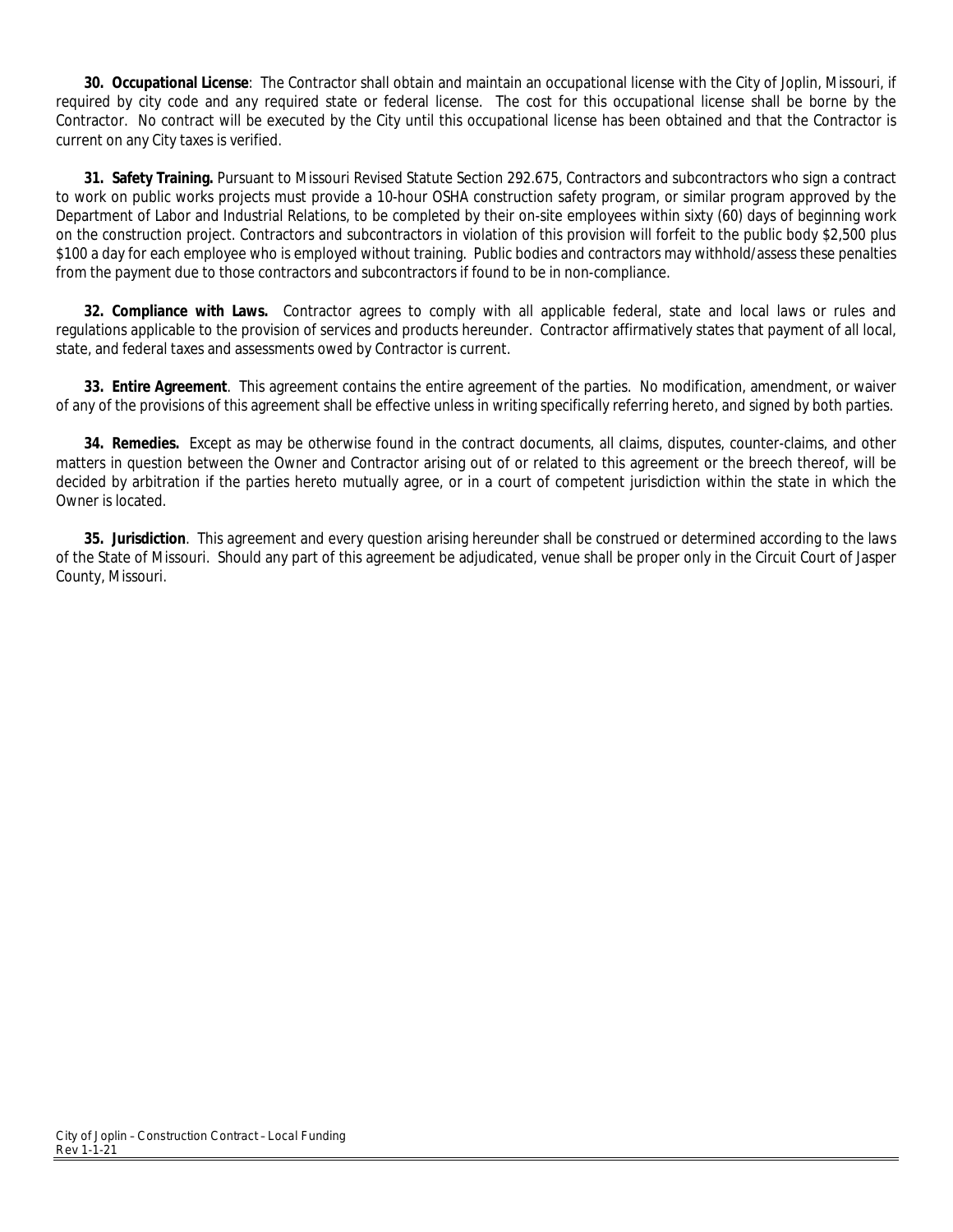**30. Occupational License**: The Contractor shall obtain and maintain an occupational license with the City of Joplin, Missouri, if required by city code and any required state or federal license. The cost for this occupational license shall be borne by the Contractor. No contract will be executed by the City until this occupational license has been obtained and that the Contractor is current on any City taxes is verified.

**31. Safety Training.** Pursuant to Missouri Revised Statute Section 292.675, Contractors and subcontractors who sign a contract to work on public works projects must provide a 10-hour OSHA construction safety program, or similar program approved by the Department of Labor and Industrial Relations, to be completed by their on-site employees within sixty (60) days of beginning work on the construction project. Contractors and subcontractors in violation of this provision will forfeit to the public body $2,500 plus $100 a day for each employee who is employed without training. Public bodies and contractors may withhold/assess these penalties from the payment due to those contractors and subcontractors if found to be in non-compliance.

**32. Compliance with Laws.** Contractor agrees to comply with all applicable federal, state and local laws or rules and regulations applicable to the provision of services and products hereunder. Contractor affirmatively states that payment of all local, state, and federal taxes and assessments owed by Contractor is current.

**33. Entire Agreement**. This agreement contains the entire agreement of the parties. No modification, amendment, or waiver of any of the provisions of this agreement shall be effective unless in writing specifically referring hereto, and signed by both parties.

**34. Remedies.** Except as may be otherwise found in the contract documents, all claims, disputes, counter-claims, and other matters in question between the Owner and Contractor arising out of or related to this agreement or the breech thereof, will be decided by arbitration if the parties hereto mutually agree, or in a court of competent jurisdiction within the state in which the Owner is located.

**35. Jurisdiction**. This agreement and every question arising hereunder shall be construed or determined according to the laws of the State of Missouri. Should any part of this agreement be adjudicated, venue shall be proper only in the Circuit Court of Jasper County, Missouri.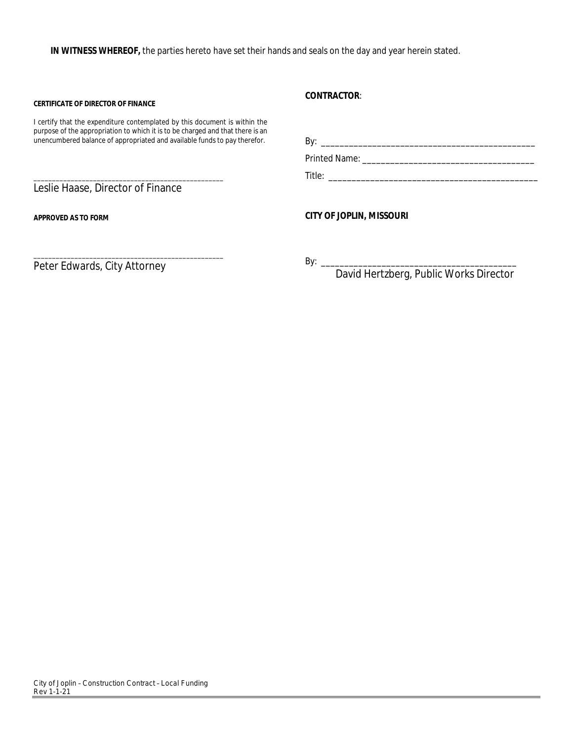**IN WITNESS WHEREOF,** the parties hereto have set their hands and seals on the day and year herein stated.

**CERTIFICATE OF DIRECTOR OF FINANCE**

I certify that the expenditure contemplated by this document is within the purpose of the appropriation to which it is to be charged and that there is an unencumbered balance of appropriated and available funds to pay therefor.

_______________________________________________
Leslie Haase, Director of Finance

**APPROVED AS TO FORM**

_______________________________________________
Peter Edwards, City Attorney

**CONTRACTOR**:

By: _______________________________________________

Printed Name: ______________________________________

Title: ______________________________________________

**CITY OF JOPLIN, MISSOURI**

By: ___________________________________________
David Hertzberg, Public Works Director

City of Joplin – Construction Contract – Local Funding
Rev 1-1-21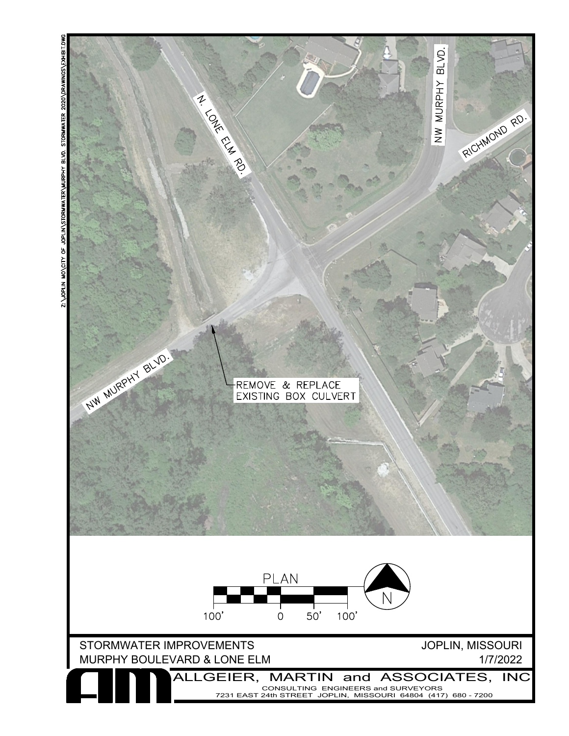N. LONE ELM RD.

NW MURPHY BLVD.

RICHMOND RD.

NW MURPHY BLVD.

REMOVE & REPLACE EXISTING BOX CULVERT

PLAN

100' 0 50' 100'

N

STORMWATER IMPROVEMENTS
MURPHY BOULEVARD & LONE ELM

JOPLIN, MISSOURI
1/7/2022

ALLGEIER, MARTIN and ASSOCIATES, INC
CONSULTING ENGINEERS and SURVEYORS
7231 EAST 24th STREET JOPLIN, MISSOURI 64804 (417) 680 - 7200

Z:\JOPLIN MO\CITY OF JOPLIN\STORMWATER\MURPHY BLVD. STORMWATER 2020\DRAWINGS\EXHIBIT.DWG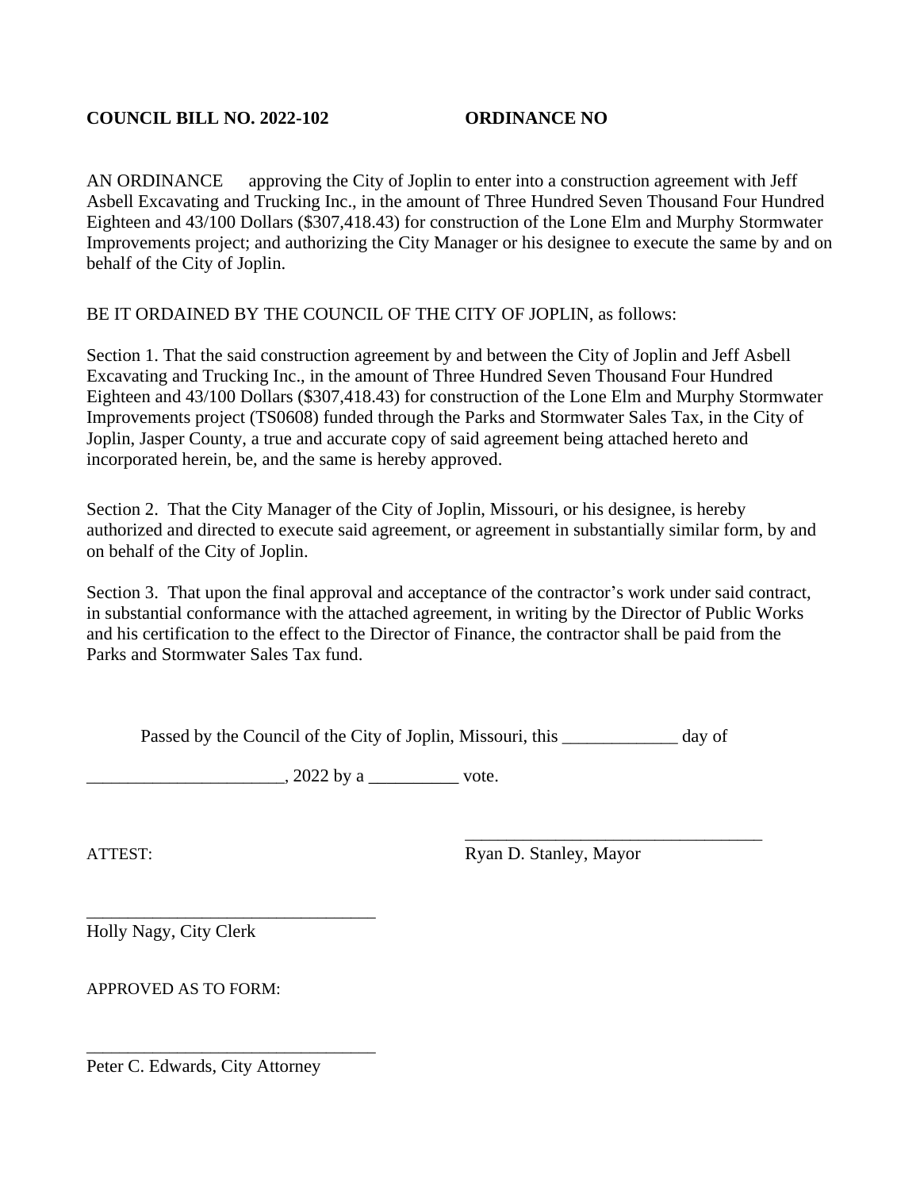**COUNCIL BILL NO. 2022-102 ORDINANCE NO**

AN ORDINANCE approving the City of Joplin to enter into a construction agreement with Jeff Asbell Excavating and Trucking Inc., in the amount of Three Hundred Seven Thousand Four Hundred Eighteen and 43/100 Dollars ($307,418.43) for construction of the Lone Elm and Murphy Stormwater Improvements project; and authorizing the City Manager or his designee to execute the same by and on behalf of the City of Joplin.

BE IT ORDAINED BY THE COUNCIL OF THE CITY OF JOPLIN, as follows:

Section 1. That the said construction agreement by and between the City of Joplin and Jeff Asbell Excavating and Trucking Inc., in the amount of Three Hundred Seven Thousand Four Hundred Eighteen and 43/100 Dollars ($307,418.43) for construction of the Lone Elm and Murphy Stormwater Improvements project (TS0608) funded through the Parks and Stormwater Sales Tax, in the City of Joplin, Jasper County, a true and accurate copy of said agreement being attached hereto and incorporated herein, be, and the same is hereby approved.

Section 2. That the City Manager of the City of Joplin, Missouri, or his designee, is hereby authorized and directed to execute said agreement, or agreement in substantially similar form, by and on behalf of the City of Joplin.

Section 3. That upon the final approval and acceptance of the contractor's work under said contract, in substantial conformance with the attached agreement, in writing by the Director of Public Works and his certification to the effect to the Director of Finance, the contractor shall be paid from the Parks and Stormwater Sales Tax fund.

Passed by the Council of the City of Joplin, Missouri, this _____________ day of

______________________, 2022 by a __________ vote.

ATTEST:

__________________________________
Ryan D. Stanley, Mayor

__________________________________
Holly Nagy, City Clerk

APPROVED AS TO FORM:

__________________________________
Peter C. Edwards, City Attorney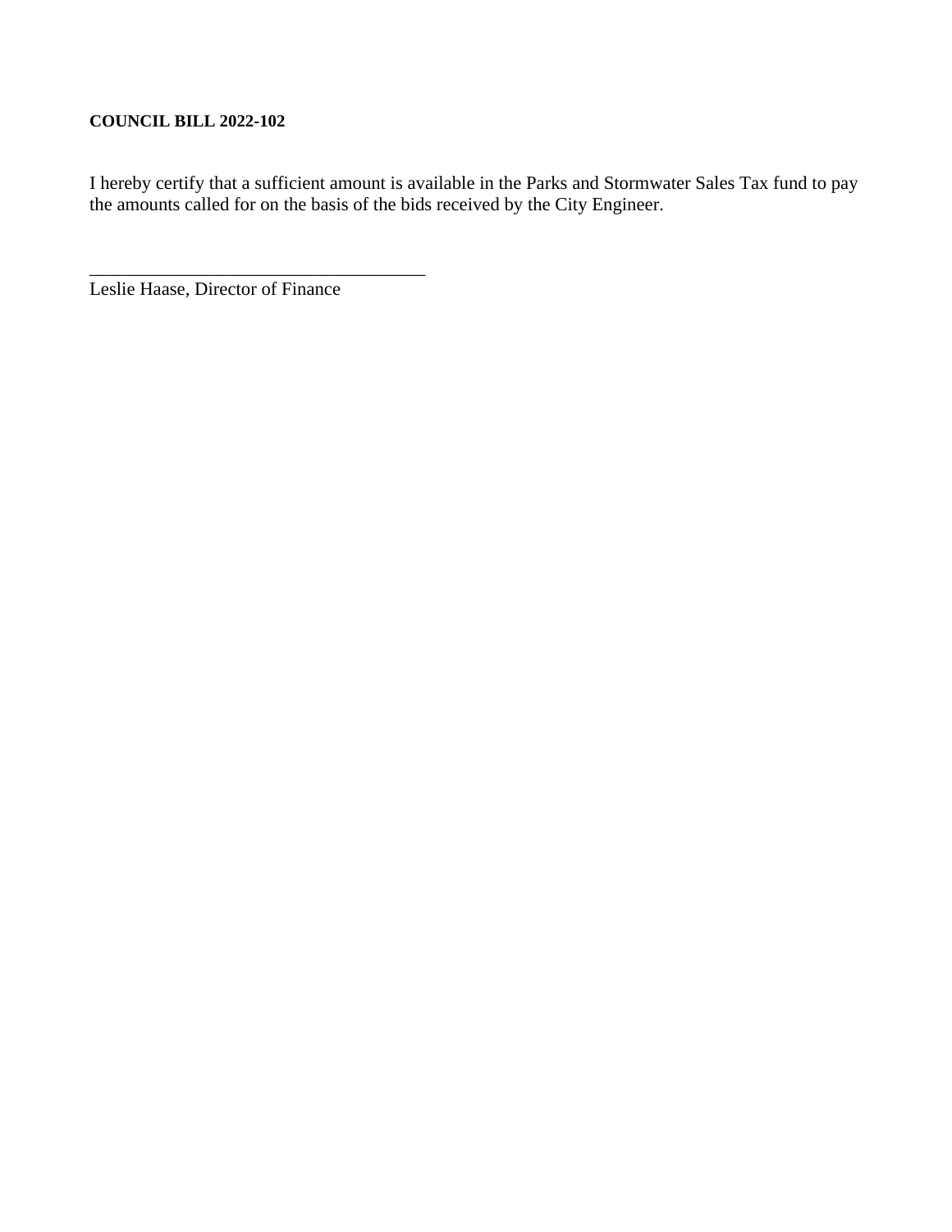**COUNCIL BILL 2022-102**

I hereby certify that a sufficient amount is available in the Parks and Stormwater Sales Tax fund to pay the amounts called for on the basis of the bids received by the City Engineer.

_____________________________________
Leslie Haase, Director of Finance